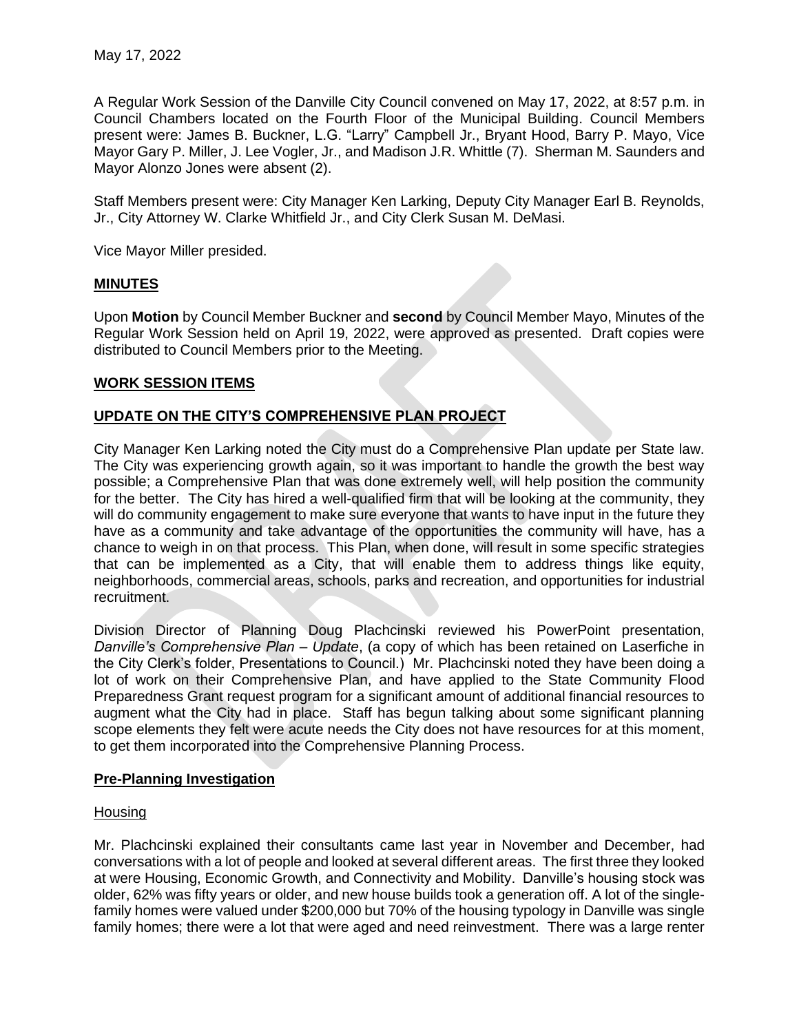May 17, 2022

A Regular Work Session of the Danville City Council convened on May 17, 2022, at 8:57 p.m. in Council Chambers located on the Fourth Floor of the Municipal Building. Council Members present were: James B. Buckner, L.G. "Larry" Campbell Jr., Bryant Hood, Barry P. Mayo, Vice Mayor Gary P. Miller, J. Lee Vogler, Jr., and Madison J.R. Whittle (7). Sherman M. Saunders and Mayor Alonzo Jones were absent (2).

Staff Members present were: City Manager Ken Larking, Deputy City Manager Earl B. Reynolds, Jr., City Attorney W. Clarke Whitfield Jr., and City Clerk Susan M. DeMasi.

Vice Mayor Miller presided.

## MINUTES

Upon **Motion** by Council Member Buckner and **second** by Council Member Mayo, Minutes of the Regular Work Session held on April 19, 2022, were approved as presented. Draft copies were distributed to Council Members prior to the Meeting.

## WORK SESSION ITEMS

## UPDATE ON THE CITY'S COMPREHENSIVE PLAN PROJECT

City Manager Ken Larking noted the City must do a Comprehensive Plan update per State law. The City was experiencing growth again, so it was important to handle the growth the best way possible; a Comprehensive Plan that was done extremely well, will help position the community for the better. The City has hired a well-qualified firm that will be looking at the community, they will do community engagement to make sure everyone that wants to have input in the future they have as a community and take advantage of the opportunities the community will have, has a chance to weigh in on that process. This Plan, when done, will result in some specific strategies that can be implemented as a City, that will enable them to address things like equity, neighborhoods, commercial areas, schools, parks and recreation, and opportunities for industrial recruitment.

Division Director of Planning Doug Plachcinski reviewed his PowerPoint presentation, *Danville's Comprehensive Plan – Update*, (a copy of which has been retained on Laserfiche in the City Clerk's folder, Presentations to Council.) Mr. Plachcinski noted they have been doing a lot of work on their Comprehensive Plan, and have applied to the State Community Flood Preparedness Grant request program for a significant amount of additional financial resources to augment what the City had in place. Staff has begun talking about some significant planning scope elements they felt were acute needs the City does not have resources for at this moment, to get them incorporated into the Comprehensive Planning Process.

### Pre-Planning Investigation

#### Housing

Mr. Plachcinski explained their consultants came last year in November and December, had conversations with a lot of people and looked at several different areas. The first three they looked at were Housing, Economic Growth, and Connectivity and Mobility. Danville's housing stock was older, 62% was fifty years or older, and new house builds took a generation off. A lot of the single-family homes were valued under $200,000 but 70% of the housing typology in Danville was single family homes; there were a lot that were aged and need reinvestment. There was a large renter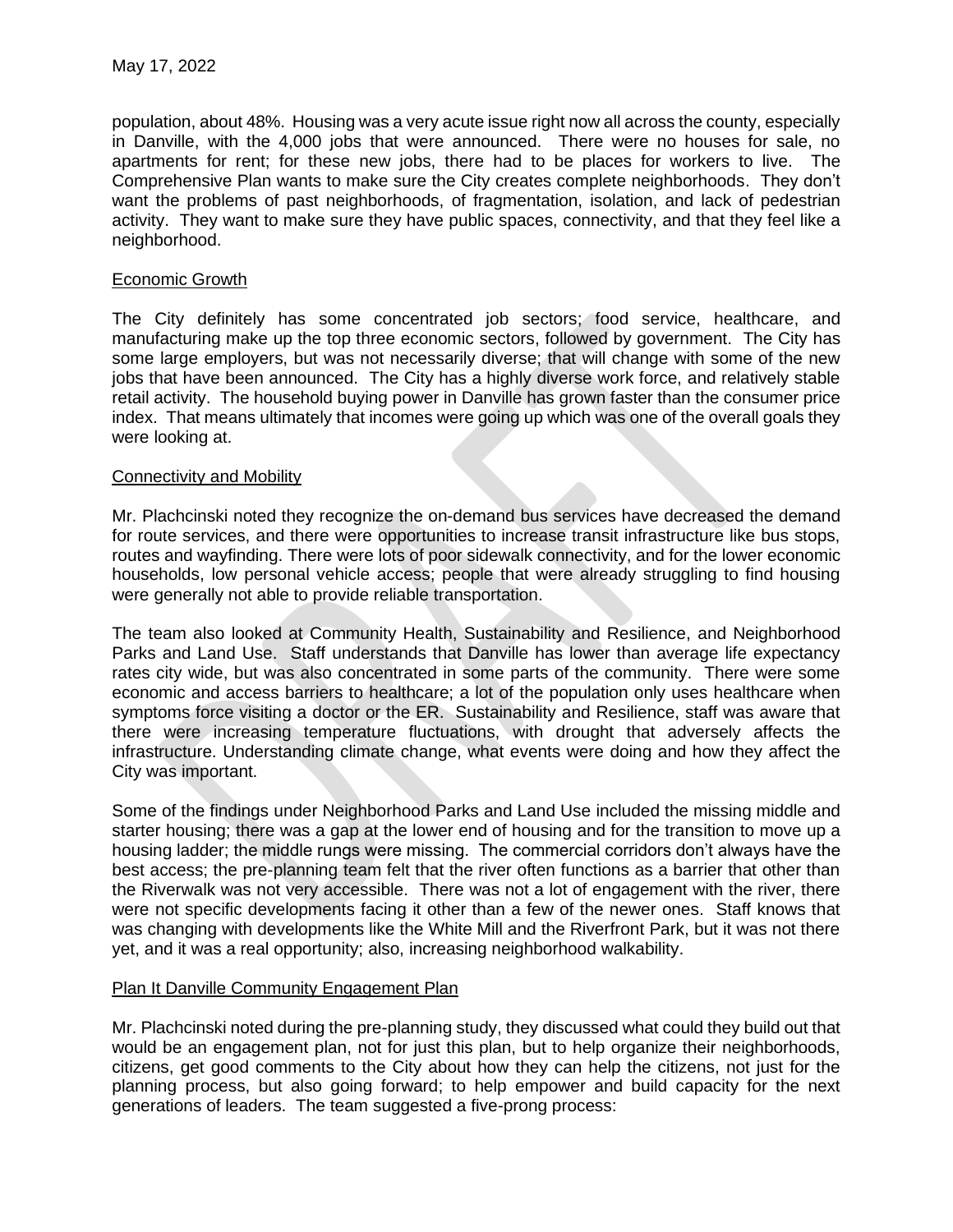population, about 48%. Housing was a very acute issue right now all across the county, especially in Danville, with the 4,000 jobs that were announced. There were no houses for sale, no apartments for rent; for these new jobs, there had to be places for workers to live. The Comprehensive Plan wants to make sure the City creates complete neighborhoods. They don't want the problems of past neighborhoods, of fragmentation, isolation, and lack of pedestrian activity. They want to make sure they have public spaces, connectivity, and that they feel like a neighborhood.

Economic Growth

The City definitely has some concentrated job sectors; food service, healthcare, and manufacturing make up the top three economic sectors, followed by government. The City has some large employers, but was not necessarily diverse; that will change with some of the new jobs that have been announced. The City has a highly diverse work force, and relatively stable retail activity. The household buying power in Danville has grown faster than the consumer price index. That means ultimately that incomes were going up which was one of the overall goals they were looking at.

Connectivity and Mobility

Mr. Plachcinski noted they recognize the on-demand bus services have decreased the demand for route services, and there were opportunities to increase transit infrastructure like bus stops, routes and wayfinding. There were lots of poor sidewalk connectivity, and for the lower economic households, low personal vehicle access; people that were already struggling to find housing were generally not able to provide reliable transportation.

The team also looked at Community Health, Sustainability and Resilience, and Neighborhood Parks and Land Use. Staff understands that Danville has lower than average life expectancy rates city wide, but was also concentrated in some parts of the community. There were some economic and access barriers to healthcare; a lot of the population only uses healthcare when symptoms force visiting a doctor or the ER. Sustainability and Resilience, staff was aware that there were increasing temperature fluctuations, with drought that adversely affects the infrastructure. Understanding climate change, what events were doing and how they affect the City was important.

Some of the findings under Neighborhood Parks and Land Use included the missing middle and starter housing; there was a gap at the lower end of housing and for the transition to move up a housing ladder; the middle rungs were missing. The commercial corridors don't always have the best access; the pre-planning team felt that the river often functions as a barrier that other than the Riverwalk was not very accessible. There was not a lot of engagement with the river, there were not specific developments facing it other than a few of the newer ones. Staff knows that was changing with developments like the White Mill and the Riverfront Park, but it was not there yet, and it was a real opportunity; also, increasing neighborhood walkability.

Plan It Danville Community Engagement Plan

Mr. Plachcinski noted during the pre-planning study, they discussed what could they build out that would be an engagement plan, not for just this plan, but to help organize their neighborhoods, citizens, get good comments to the City about how they can help the citizens, not just for the planning process, but also going forward; to help empower and build capacity for the next generations of leaders. The team suggested a five-prong process: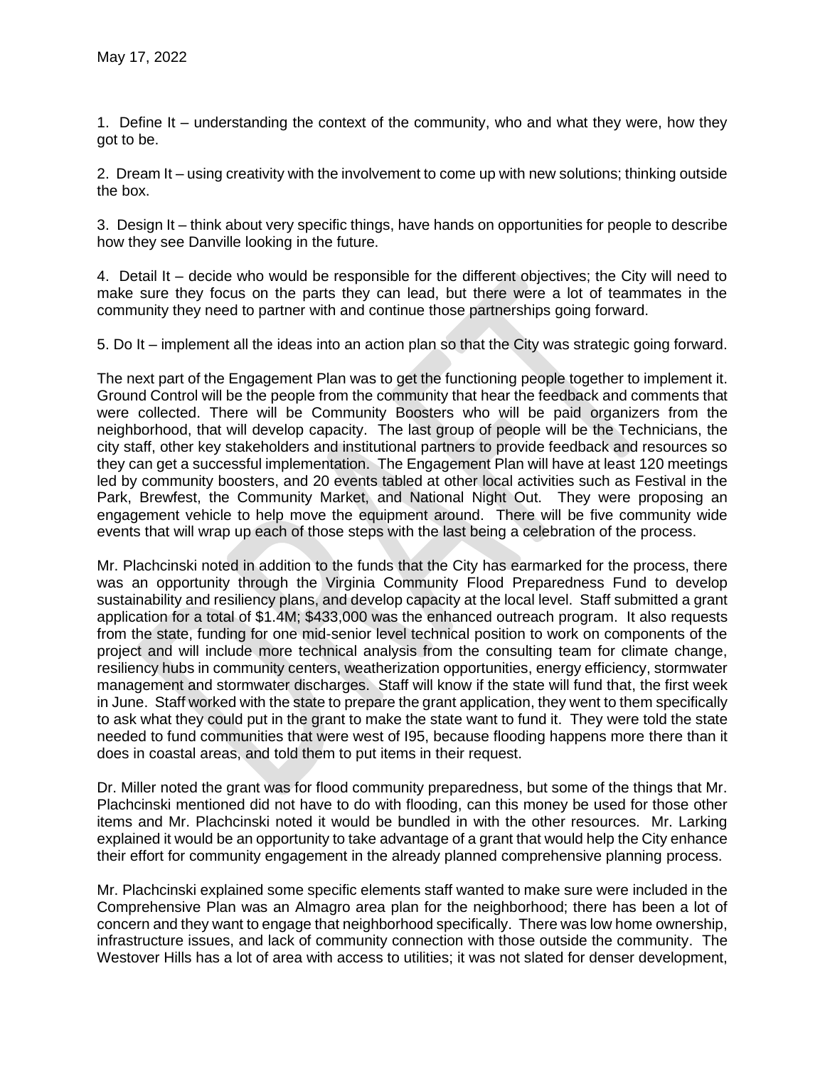1. Define It – understanding the context of the community, who and what they were, how they got to be.

2. Dream It – using creativity with the involvement to come up with new solutions; thinking outside the box.

3. Design It – think about very specific things, have hands on opportunities for people to describe how they see Danville looking in the future.

4. Detail It – decide who would be responsible for the different objectives; the City will need to make sure they focus on the parts they can lead, but there were a lot of teammates in the community they need to partner with and continue those partnerships going forward.

5. Do It – implement all the ideas into an action plan so that the City was strategic going forward.

The next part of the Engagement Plan was to get the functioning people together to implement it. Ground Control will be the people from the community that hear the feedback and comments that were collected. There will be Community Boosters who will be paid organizers from the neighborhood, that will develop capacity. The last group of people will be the Technicians, the city staff, other key stakeholders and institutional partners to provide feedback and resources so they can get a successful implementation. The Engagement Plan will have at least 120 meetings led by community boosters, and 20 events tabled at other local activities such as Festival in the Park, Brewfest, the Community Market, and National Night Out. They were proposing an engagement vehicle to help move the equipment around. There will be five community wide events that will wrap up each of those steps with the last being a celebration of the process.

Mr. Plachcinski noted in addition to the funds that the City has earmarked for the process, there was an opportunity through the Virginia Community Flood Preparedness Fund to develop sustainability and resiliency plans, and develop capacity at the local level. Staff submitted a grant application for a total of $1.4M; $433,000 was the enhanced outreach program. It also requests from the state, funding for one mid-senior level technical position to work on components of the project and will include more technical analysis from the consulting team for climate change, resiliency hubs in community centers, weatherization opportunities, energy efficiency, stormwater management and stormwater discharges. Staff will know if the state will fund that, the first week in June. Staff worked with the state to prepare the grant application, they went to them specifically to ask what they could put in the grant to make the state want to fund it. They were told the state needed to fund communities that were west of I95, because flooding happens more there than it does in coastal areas, and told them to put items in their request.

Dr. Miller noted the grant was for flood community preparedness, but some of the things that Mr. Plachcinski mentioned did not have to do with flooding, can this money be used for those other items and Mr. Plachcinski noted it would be bundled in with the other resources. Mr. Larking explained it would be an opportunity to take advantage of a grant that would help the City enhance their effort for community engagement in the already planned comprehensive planning process.

Mr. Plachcinski explained some specific elements staff wanted to make sure were included in the Comprehensive Plan was an Almagro area plan for the neighborhood; there has been a lot of concern and they want to engage that neighborhood specifically. There was low home ownership, infrastructure issues, and lack of community connection with those outside the community. The Westover Hills has a lot of area with access to utilities; it was not slated for denser development,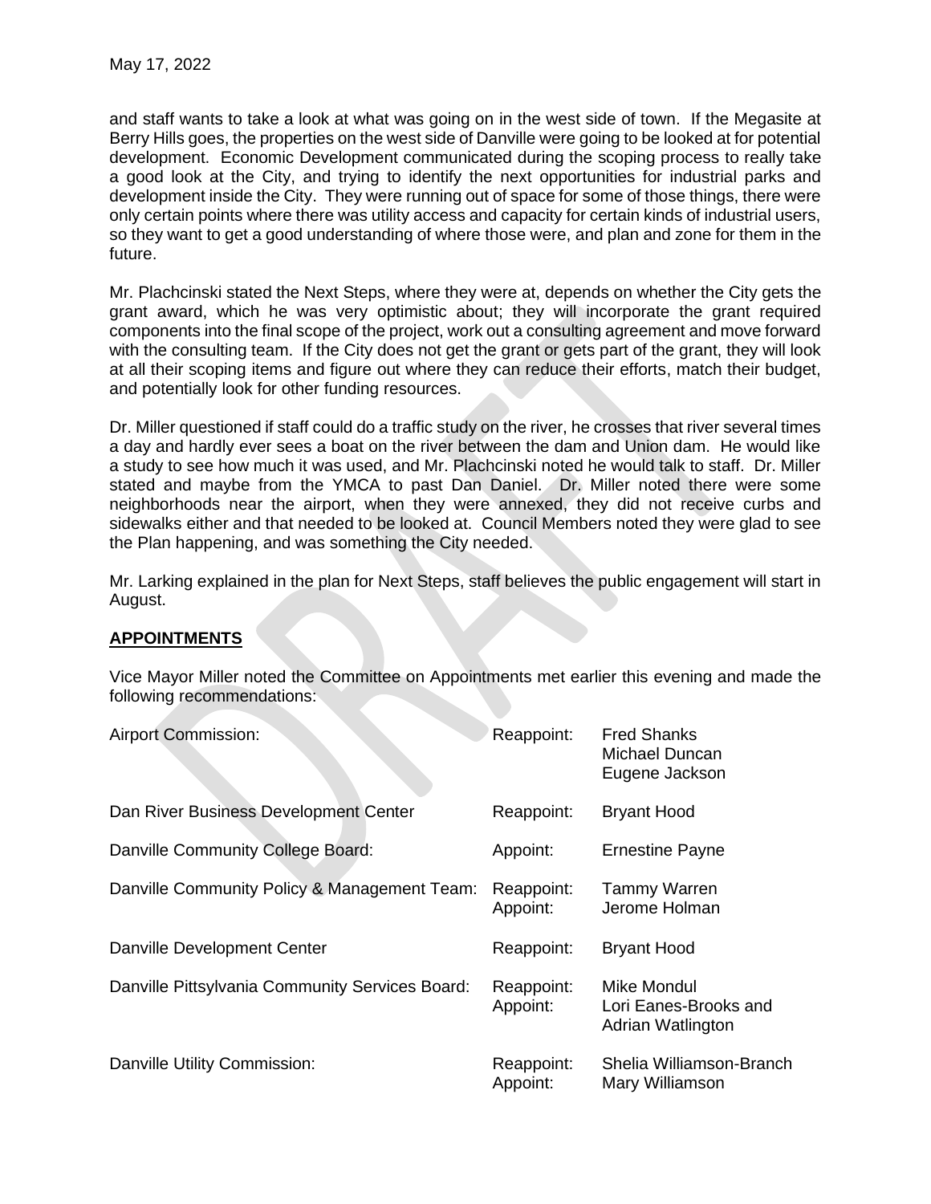and staff wants to take a look at what was going on in the west side of town. If the Megasite at Berry Hills goes, the properties on the west side of Danville were going to be looked at for potential development. Economic Development communicated during the scoping process to really take a good look at the City, and trying to identify the next opportunities for industrial parks and development inside the City. They were running out of space for some of those things, there were only certain points where there was utility access and capacity for certain kinds of industrial users, so they want to get a good understanding of where those were, and plan and zone for them in the future.

Mr. Plachcinski stated the Next Steps, where they were at, depends on whether the City gets the grant award, which he was very optimistic about; they will incorporate the grant required components into the final scope of the project, work out a consulting agreement and move forward with the consulting team. If the City does not get the grant or gets part of the grant, they will look at all their scoping items and figure out where they can reduce their efforts, match their budget, and potentially look for other funding resources.

Dr. Miller questioned if staff could do a traffic study on the river, he crosses that river several times a day and hardly ever sees a boat on the river between the dam and Union dam. He would like a study to see how much it was used, and Mr. Plachcinski noted he would talk to staff. Dr. Miller stated and maybe from the YMCA to past Dan Daniel. Dr. Miller noted there were some neighborhoods near the airport, when they were annexed, they did not receive curbs and sidewalks either and that needed to be looked at. Council Members noted they were glad to see the Plan happening, and was something the City needed.

Mr. Larking explained in the plan for Next Steps, staff believes the public engagement will start in August.

## APPOINTMENTS

Vice Mayor Miller noted the Committee on Appointments met earlier this evening and made the following recommendations:

| | | |
|---|---|---|
| Airport Commission: | Reappoint: | Fred Shanks<br>Michael Duncan<br>Eugene Jackson |
| Dan River Business Development Center | Reappoint: | Bryant Hood |
| Danville Community College Board: | Appoint: | Ernestine Payne |
| Danville Community Policy & Management Team: | Reappoint:<br>Appoint: | Tammy Warren<br>Jerome Holman |
| Danville Development Center | Reappoint: | Bryant Hood |
| Danville Pittsylvania Community Services Board: | Reappoint:<br>Appoint: | Mike Mondul<br>Lori Eanes-Brooks and<br>Adrian Watlington |
| Danville Utility Commission: | Reappoint:<br>Appoint: | Shelia Williamson-Branch<br>Mary Williamson |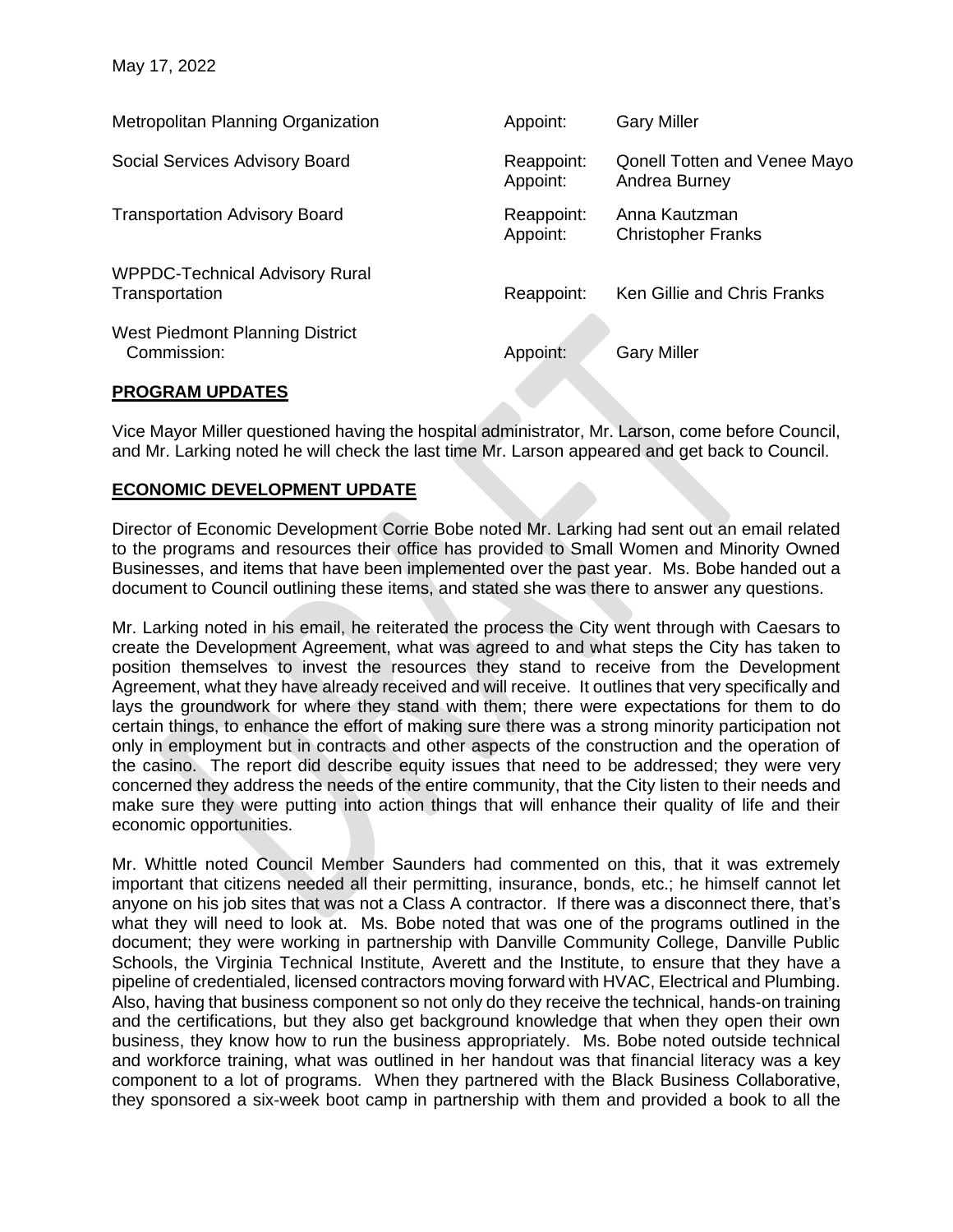| | | |
|---|---|---|
| Metropolitan Planning Organization | Appoint: | Gary Miller |
| Social Services Advisory Board | Reappoint:<br>Appoint: | Qonell Totten and Venee Mayo<br>Andrea Burney |
| Transportation Advisory Board | Reappoint:<br>Appoint: | Anna Kautzman<br>Christopher Franks |
| WPPDC-Technical Advisory Rural Transportation | Reappoint: | Ken Gillie and Chris Franks |
| West Piedmont Planning District Commission: | Appoint: | Gary Miller |

## PROGRAM UPDATES

Vice Mayor Miller questioned having the hospital administrator, Mr. Larson, come before Council, and Mr. Larking noted he will check the last time Mr. Larson appeared and get back to Council.

## ECONOMIC DEVELOPMENT UPDATE

Director of Economic Development Corrie Bobe noted Mr. Larking had sent out an email related to the programs and resources their office has provided to Small Women and Minority Owned Businesses, and items that have been implemented over the past year. Ms. Bobe handed out a document to Council outlining these items, and stated she was there to answer any questions.

Mr. Larking noted in his email, he reiterated the process the City went through with Caesars to create the Development Agreement, what was agreed to and what steps the City has taken to position themselves to invest the resources they stand to receive from the Development Agreement, what they have already received and will receive. It outlines that very specifically and lays the groundwork for where they stand with them; there were expectations for them to do certain things, to enhance the effort of making sure there was a strong minority participation not only in employment but in contracts and other aspects of the construction and the operation of the casino. The report did describe equity issues that need to be addressed; they were very concerned they address the needs of the entire community, that the City listen to their needs and make sure they were putting into action things that will enhance their quality of life and their economic opportunities.

Mr. Whittle noted Council Member Saunders had commented on this, that it was extremely important that citizens needed all their permitting, insurance, bonds, etc.; he himself cannot let anyone on his job sites that was not a Class A contractor. If there was a disconnect there, that's what they will need to look at. Ms. Bobe noted that was one of the programs outlined in the document; they were working in partnership with Danville Community College, Danville Public Schools, the Virginia Technical Institute, Averett and the Institute, to ensure that they have a pipeline of credentialed, licensed contractors moving forward with HVAC, Electrical and Plumbing. Also, having that business component so not only do they receive the technical, hands-on training and the certifications, but they also get background knowledge that when they open their own business, they know how to run the business appropriately. Ms. Bobe noted outside technical and workforce training, what was outlined in her handout was that financial literacy was a key component to a lot of programs. When they partnered with the Black Business Collaborative, they sponsored a six-week boot camp in partnership with them and provided a book to all the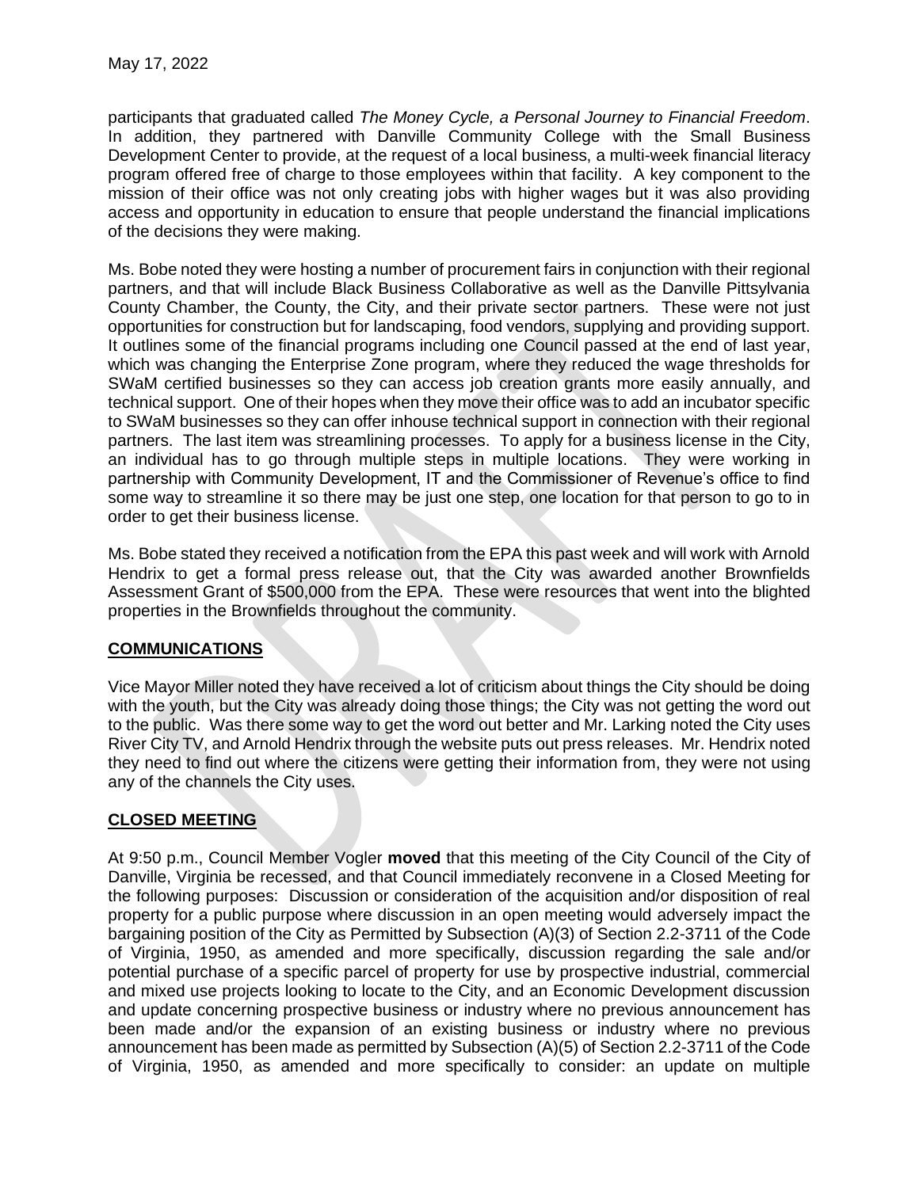participants that graduated called *The Money Cycle, a Personal Journey to Financial Freedom*. In addition, they partnered with Danville Community College with the Small Business Development Center to provide, at the request of a local business, a multi-week financial literacy program offered free of charge to those employees within that facility. A key component to the mission of their office was not only creating jobs with higher wages but it was also providing access and opportunity in education to ensure that people understand the financial implications of the decisions they were making.

Ms. Bobe noted they were hosting a number of procurement fairs in conjunction with their regional partners, and that will include Black Business Collaborative as well as the Danville Pittsylvania County Chamber, the County, the City, and their private sector partners. These were not just opportunities for construction but for landscaping, food vendors, supplying and providing support. It outlines some of the financial programs including one Council passed at the end of last year, which was changing the Enterprise Zone program, where they reduced the wage thresholds for SWaM certified businesses so they can access job creation grants more easily annually, and technical support. One of their hopes when they move their office was to add an incubator specific to SWaM businesses so they can offer inhouse technical support in connection with their regional partners. The last item was streamlining processes. To apply for a business license in the City, an individual has to go through multiple steps in multiple locations. They were working in partnership with Community Development, IT and the Commissioner of Revenue's office to find some way to streamline it so there may be just one step, one location for that person to go to in order to get their business license.

Ms. Bobe stated they received a notification from the EPA this past week and will work with Arnold Hendrix to get a formal press release out, that the City was awarded another Brownfields Assessment Grant of $500,000 from the EPA. These were resources that went into the blighted properties in the Brownfields throughout the community.

## COMMUNICATIONS

Vice Mayor Miller noted they have received a lot of criticism about things the City should be doing with the youth, but the City was already doing those things; the City was not getting the word out to the public. Was there some way to get the word out better and Mr. Larking noted the City uses River City TV, and Arnold Hendrix through the website puts out press releases. Mr. Hendrix noted they need to find out where the citizens were getting their information from, they were not using any of the channels the City uses.

## CLOSED MEETING

At 9:50 p.m., Council Member Vogler **moved** that this meeting of the City Council of the City of Danville, Virginia be recessed, and that Council immediately reconvene in a Closed Meeting for the following purposes: Discussion or consideration of the acquisition and/or disposition of real property for a public purpose where discussion in an open meeting would adversely impact the bargaining position of the City as Permitted by Subsection (A)(3) of Section 2.2-3711 of the Code of Virginia, 1950, as amended and more specifically, discussion regarding the sale and/or potential purchase of a specific parcel of property for use by prospective industrial, commercial and mixed use projects looking to locate to the City, and an Economic Development discussion and update concerning prospective business or industry where no previous announcement has been made and/or the expansion of an existing business or industry where no previous announcement has been made as permitted by Subsection (A)(5) of Section 2.2-3711 of the Code of Virginia, 1950, as amended and more specifically to consider: an update on multiple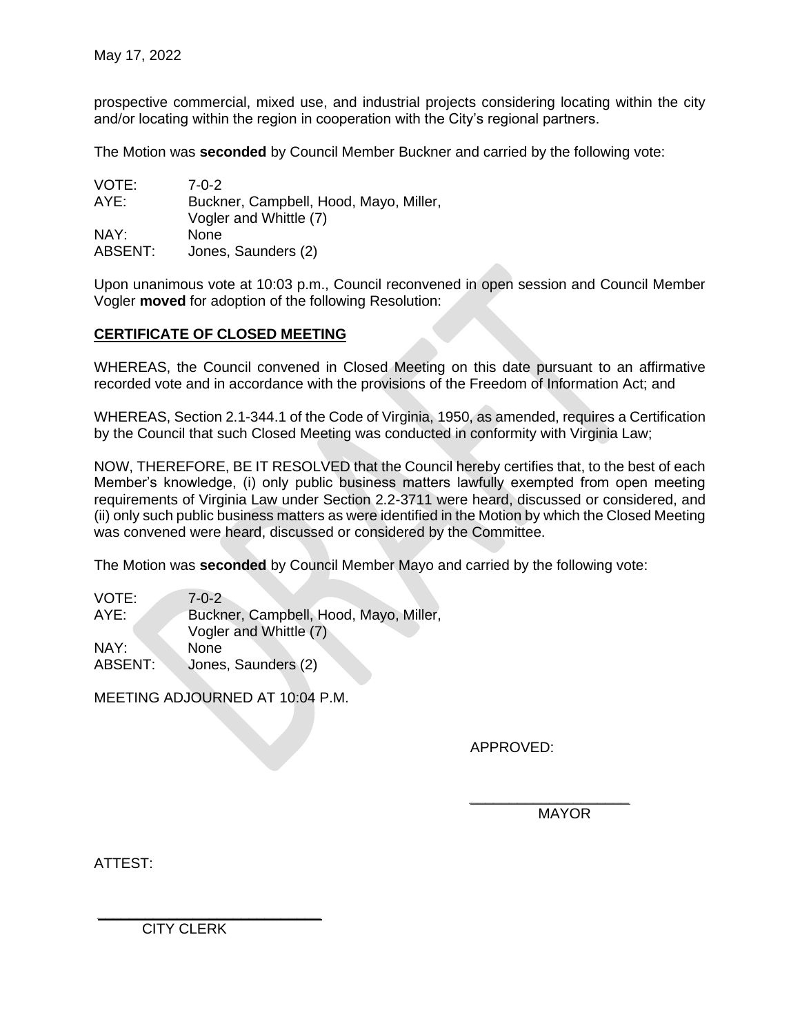prospective commercial, mixed use, and industrial projects considering locating within the city and/or locating within the region in cooperation with the City's regional partners.

The Motion was **seconded** by Council Member Buckner and carried by the following vote:

| | |
|---|---|
| VOTE: | 7-0-2 |
| AYE: | Buckner, Campbell, Hood, Mayo, Miller, Vogler and Whittle (7) |
| NAY: | None |
| ABSENT: | Jones, Saunders (2) |

Upon unanimous vote at 10:03 p.m., Council reconvened in open session and Council Member Vogler **moved** for adoption of the following Resolution:

**CERTIFICATE OF CLOSED MEETING**

WHEREAS, the Council convened in Closed Meeting on this date pursuant to an affirmative recorded vote and in accordance with the provisions of the Freedom of Information Act; and

WHEREAS, Section 2.1-344.1 of the Code of Virginia, 1950, as amended, requires a Certification by the Council that such Closed Meeting was conducted in conformity with Virginia Law;

NOW, THEREFORE, BE IT RESOLVED that the Council hereby certifies that, to the best of each Member's knowledge, (i) only public business matters lawfully exempted from open meeting requirements of Virginia Law under Section 2.2-3711 were heard, discussed or considered, and (ii) only such public business matters as were identified in the Motion by which the Closed Meeting was convened were heard, discussed or considered by the Committee.

The Motion was **seconded** by Council Member Mayo and carried by the following vote:

| | |
|---|---|
| VOTE: | 7-0-2 |
| AYE: | Buckner, Campbell, Hood, Mayo, Miller, Vogler and Whittle (7) |
| NAY: | None |
| ABSENT: | Jones, Saunders (2) |

MEETING ADJOURNED AT 10:04 P.M.

APPROVED:

\_\_\_\_\_\_\_\_\_\_\_\_\_\_\_\_\_\_\_\_
MAYOR

ATTEST:

\_\_\_\_\_\_\_\_\_\_\_\_\_\_\_\_\_\_\_\_\_\_\_\_\_\_\_\_
CITY CLERK